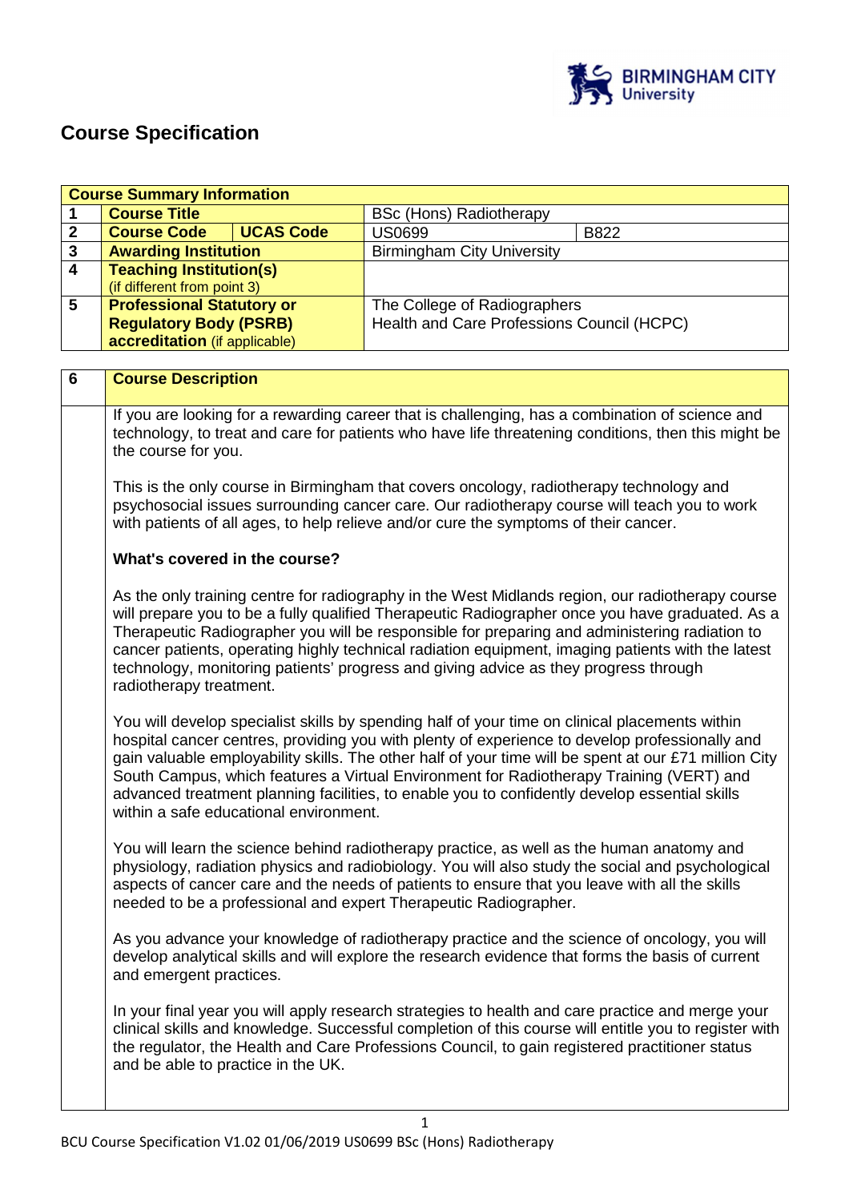# Course Specification

| Course Summary Information | | | | |
|---|---|---|---|---|
| 1 | **Course Title** | | BSc (Hons) Radiotherapy | |
| 2 | **Course Code** | **UCAS Code** | US0699 | B822 |
| 3 | **Awarding Institution** | | Birmingham City University | |
| 4 | **Teaching Institution(s)** (if different from point 3) | | | |
| 5 | **Professional Statutory or Regulatory Body (PSRB) accreditation** (if applicable) | | The College of Radiographers<br>Health and Care Professions Council (HCPC) | |

| 6 | Course Description |
|---|---|
| | If you are looking for a rewarding career that is challenging, has a combination of science and technology, to treat and care for patients who have life threatening conditions, then this might be the course for you.<br><br>This is the only course in Birmingham that covers oncology, radiotherapy technology and psychosocial issues surrounding cancer care. Our radiotherapy course will teach you to work with patients of all ages, to help relieve and/or cure the symptoms of their cancer.<br><br>**What's covered in the course?**<br><br>As the only training centre for radiography in the West Midlands region, our radiotherapy course will prepare you to be a fully qualified Therapeutic Radiographer once you have graduated. As a Therapeutic Radiographer you will be responsible for preparing and administering radiation to cancer patients, operating highly technical radiation equipment, imaging patients with the latest technology, monitoring patients' progress and giving advice as they progress through radiotherapy treatment.<br><br>You will develop specialist skills by spending half of your time on clinical placements within hospital cancer centres, providing you with plenty of experience to develop professionally and gain valuable employability skills. The other half of your time will be spent at our £71 million City South Campus, which features a Virtual Environment for Radiotherapy Training (VERT) and advanced treatment planning facilities, to enable you to confidently develop essential skills within a safe educational environment.<br><br>You will learn the science behind radiotherapy practice, as well as the human anatomy and physiology, radiation physics and radiobiology. You will also study the social and psychological aspects of cancer care and the needs of patients to ensure that you leave with all the skills needed to be a professional and expert Therapeutic Radiographer.<br><br>As you advance your knowledge of radiotherapy practice and the science of oncology, you will develop analytical skills and will explore the research evidence that forms the basis of current and emergent practices.<br><br>In your final year you will apply research strategies to health and care practice and merge your clinical skills and knowledge. Successful completion of this course will entitle you to register with the regulator, the Health and Care Professions Council, to gain registered practitioner status and be able to practice in the UK. |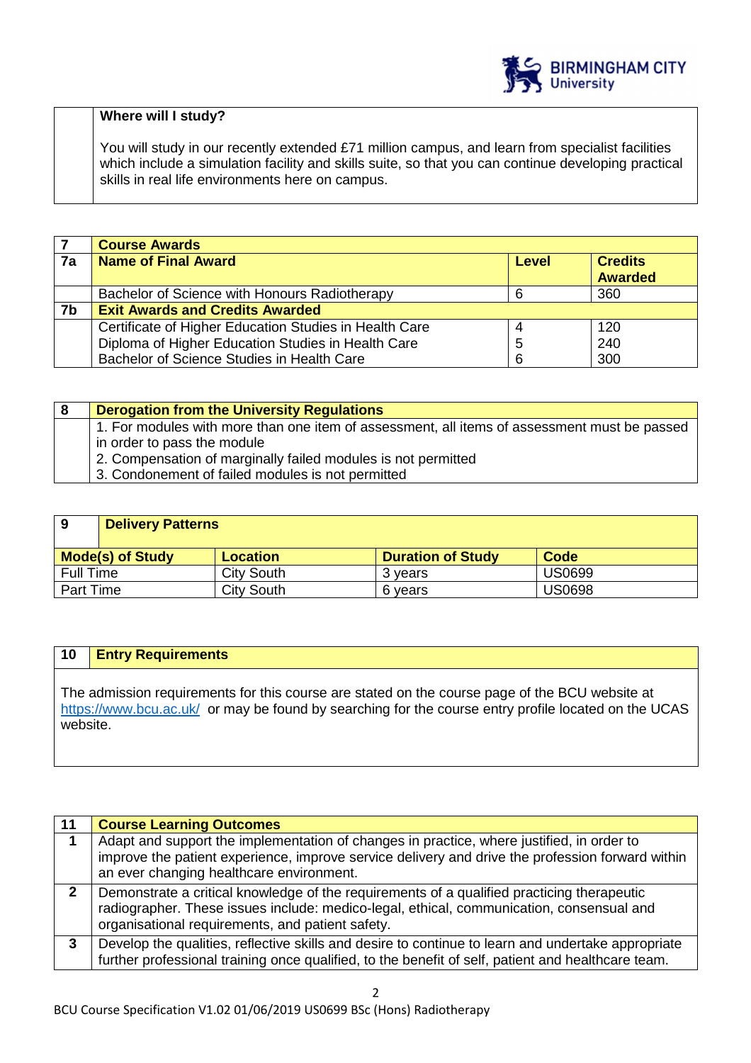| | Where will I study? |
|---|---|
| | You will study in our recently extended £71 million campus, and learn from specialist facilities which include a simulation facility and skills suite, so that you can continue developing practical skills in real life environments here on campus. |

| 7 | Course Awards | | |
|---|---|---|---|
| 7a | **Name of Final Award** | **Level** | **Credits Awarded** |
| | Bachelor of Science with Honours Radiotherapy | 6 | 360 |
| 7b | **Exit Awards and Credits Awarded** | | |
| | Certificate of Higher Education Studies in Health Care | 4 | 120 |
| | Diploma of Higher Education Studies in Health Care | 5 | 240 |
| | Bachelor of Science Studies in Health Care | 6 | 300 |

| 8 | Derogation from the University Regulations |
|---|---|
| | 1. For modules with more than one item of assessment, all items of assessment must be passed in order to pass the module<br>2. Compensation of marginally failed modules is not permitted<br>3. Condonement of failed modules is not permitted |

| 9 | Delivery Patterns | | |
|---|---|---|---|
| **Mode(s) of Study** | **Location** | **Duration of Study** | **Code** |
| Full Time | City South | 3 years | US0699 |
| Part Time | City South | 6 years | US0698 |

## 10 Entry Requirements

The admission requirements for this course are stated on the course page of the BCU website at https://www.bcu.ac.uk/ or may be found by searching for the course entry profile located on the UCAS website.

| 11 | Course Learning Outcomes |
|---|---|
| 1 | Adapt and support the implementation of changes in practice, where justified, in order to improve the patient experience, improve service delivery and drive the profession forward within an ever changing healthcare environment. |
| 2 | Demonstrate a critical knowledge of the requirements of a qualified practicing therapeutic radiographer. These issues include: medico-legal, ethical, communication, consensual and organisational requirements, and patient safety. |
| 3 | Develop the qualities, reflective skills and desire to continue to learn and undertake appropriate further professional training once qualified, to the benefit of self, patient and healthcare team. |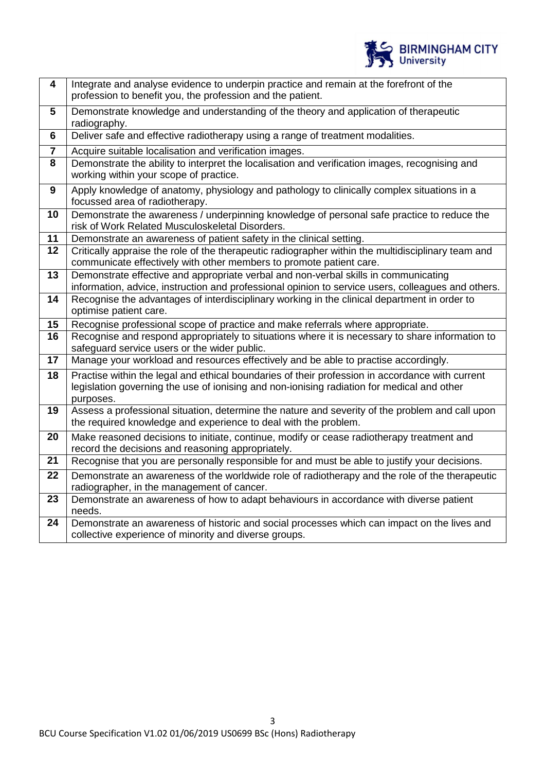| | |
|---|---|
| 4 | Integrate and analyse evidence to underpin practice and remain at the forefront of the profession to benefit you, the profession and the patient. |
| 5 | Demonstrate knowledge and understanding of the theory and application of therapeutic radiography. |
| 6 | Deliver safe and effective radiotherapy using a range of treatment modalities. |
| 7 | Acquire suitable localisation and verification images. |
| 8 | Demonstrate the ability to interpret the localisation and verification images, recognising and working within your scope of practice. |
| 9 | Apply knowledge of anatomy, physiology and pathology to clinically complex situations in a focussed area of radiotherapy. |
| 10 | Demonstrate the awareness / underpinning knowledge of personal safe practice to reduce the risk of Work Related Musculoskeletal Disorders. |
| 11 | Demonstrate an awareness of patient safety in the clinical setting. |
| 12 | Critically appraise the role of the therapeutic radiographer within the multidisciplinary team and communicate effectively with other members to promote patient care. |
| 13 | Demonstrate effective and appropriate verbal and non-verbal skills in communicating information, advice, instruction and professional opinion to service users, colleagues and others. |
| 14 | Recognise the advantages of interdisciplinary working in the clinical department in order to optimise patient care. |
| 15 | Recognise professional scope of practice and make referrals where appropriate. |
| 16 | Recognise and respond appropriately to situations where it is necessary to share information to safeguard service users or the wider public. |
| 17 | Manage your workload and resources effectively and be able to practise accordingly. |
| 18 | Practise within the legal and ethical boundaries of their profession in accordance with current legislation governing the use of ionising and non-ionising radiation for medical and other purposes. |
| 19 | Assess a professional situation, determine the nature and severity of the problem and call upon the required knowledge and experience to deal with the problem. |
| 20 | Make reasoned decisions to initiate, continue, modify or cease radiotherapy treatment and record the decisions and reasoning appropriately. |
| 21 | Recognise that you are personally responsible for and must be able to justify your decisions. |
| 22 | Demonstrate an awareness of the worldwide role of radiotherapy and the role of the therapeutic radiographer, in the management of cancer. |
| 23 | Demonstrate an awareness of how to adapt behaviours in accordance with diverse patient needs. |
| 24 | Demonstrate an awareness of historic and social processes which can impact on the lives and collective experience of minority and diverse groups. |